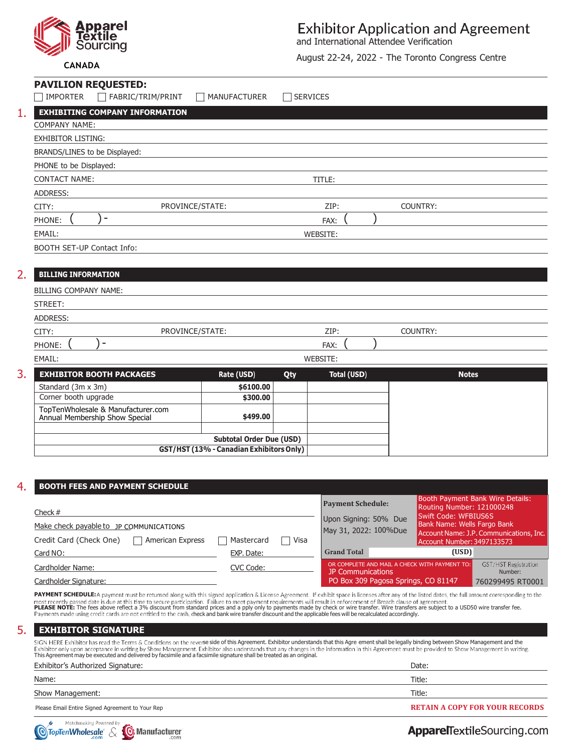Apparel Textile Sourcing

CANADA

# Exhibitor Application and Agreement

and International Attendee Verification

August 22-24, 2022 - The Toronto Congress Centre

## PAVILION REQUESTED:

☐ IMPORTER ☐ FABRIC/TRIM/PRINT ☐ MANUFACTURER ☐ SERVICES

## 1. EXHIBITING COMPANY INFORMATION

COMPANY NAME:

EXHIBITOR LISTING:

BRANDS/LINES to be Displayed:

PHONE to be Displayed:

CONTACT NAME: TITLE:

ADDRESS:

CITY: PROVINCE/STATE: ZIP: COUNTRY:

PHONE: ( ) - FAX: ( )

EMAIL: WEBSITE:

BOOTH SET-UP Contact Info:

## 2. BILLING INFORMATION

BILLING COMPANY NAME:

STREET:

ADDRESS:

CITY: PROVINCE/STATE: ZIP: COUNTRY:

PHONE: ( ) - FAX: ( )

EMAIL: WEBSITE:

## 3. EXHIBITOR BOOTH PACKAGES

| EXHIBITOR BOOTH PACKAGES | Rate (USD) | Qty | Total (USD) | Notes |
|---|---|---|---|---|
| Standard (3m x 3m) | $6100.00 | | | |
| Corner booth upgrade | $300.00 | | | |
| TopTenWholesale & Manufacturer.com Annual Membership Show Special | $499.00 | | | |
| | | | | |
| Subtotal Order Due (USD) | | | | |
| GST/HST (13% - Canadian Exhibitors Only) | | | | |

## 4. BOOTH FEES AND PAYMENT SCHEDULE

Check #

Make check payable to JP COMMUNICATIONS

Credit Card (Check One) ☐ American Express ☐ Mastercard ☐ Visa

Card NO: EXP. Date:

Cardholder Name: CVC Code:

Cardholder Signature:

**Payment Schedule:**

Upon Signing: 50% Due May 31, 2022: 100%Due

Booth Payment Bank Wire Details:
Routing Number: 121000248
Swift Code: WFBIUS6S
Bank Name: Wells Fargo Bank
Account Name: J.P. Communications, Inc.
Account Number: 3497133573

**Grand Total** (USD)

OR COMPLETE AND MAIL A CHECK WITH PAYMENT TO:
JP Communications
PO Box 309 Pagosa Springs, CO 81147

GST/HST Registration Number:
760299495 RT0001

**PAYMENT SCHEDULE:** A payment must be returned along with this signed application & License Agreement. If exhibit space is licenses after any of the listed dates, the full amount corresponding to the most recently passed date is due at this time to secure participation. Failure to meet payment requirements will result in enforcement of Breach clause of agreement.
**PLEASE NOTE:** The fees above reflect a 3% discount from standard prices and a pply only to payments made by check or wire transfer. Wire transfers are subject to a USD50 wire transfer fee. Payments made using credit cards are not entitled to the cash, check and bank wire transfer discount and the applicable fees will be recalculated accordingly.

## 5. EXHIBITOR SIGNATURE

SIGN HERE Exhibitor has read the Terms & Conditions on the reverse side of this Agreement. Exhibitor understands that this Agre ement shall be legally binding between Show Management and the Exhibitor only upon acceptance in writing by Show Management. Exhibitor also understands that any changes in the information in this Agreement must be provided to Show Management in writing. This Agreement may be executed and delivered by facsimile and a facsimile signature shall be treated as an original.

Exhibitor's Authorized Signature: Date:

Name: Title:

Show Management: Title:

Please Email Entire Signed Agreement to Your Rep

**RETAIN A COPY FOR YOUR RECORDS**

Matchmaking Powered by TopTenWholesale.com & Manufacturer.com

ApparelTextileSourcing.com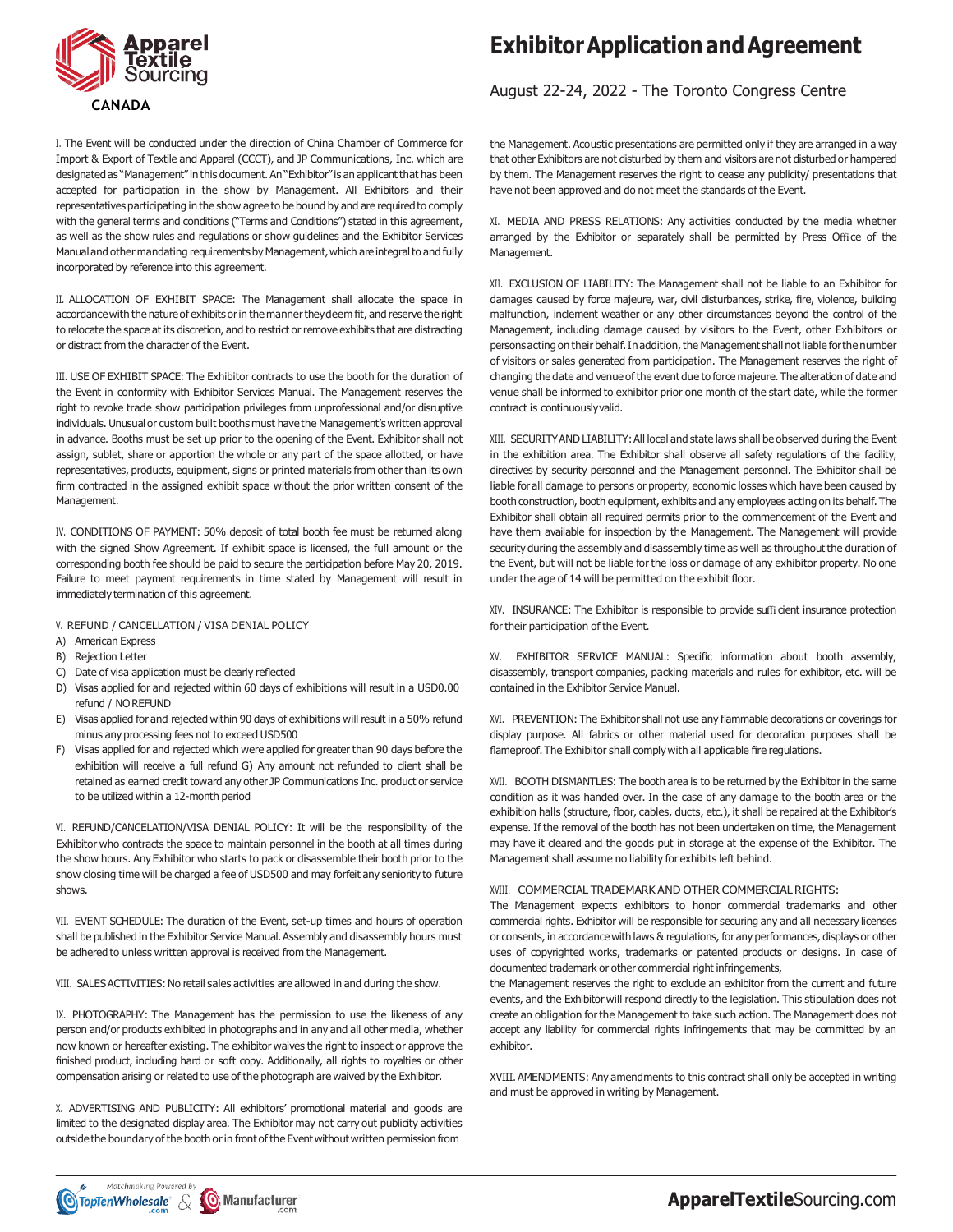# Exhibitor Application and Agreement

August 22-24, 2022 - The Toronto Congress Centre

I. The Event will be conducted under the direction of China Chamber of Commerce for Import & Export of Textile and Apparel (CCCT), and JP Communications, Inc. which are designated as "Management" in this document. An "Exhibitor" is an applicant that has been accepted for participation in the show by Management. All Exhibitors and their representatives participating in the show agree to be bound by and are required to comply with the general terms and conditions ("Terms and Conditions") stated in this agreement, as well as the show rules and regulations or show guidelines and the Exhibitor Services Manual and other mandating requirements by Management, which are integral to and fully incorporated by reference into this agreement.

II. ALLOCATION OF EXHIBIT SPACE: The Management shall allocate the space in accordance with the nature of exhibits or in the manner they deem fit, and reserve the right to relocate the space at its discretion, and to restrict or remove exhibits that are distracting or distract from the character of the Event.

III. USE OF EXHIBIT SPACE: The Exhibitor contracts to use the booth for the duration of the Event in conformity with Exhibitor Services Manual. The Management reserves the right to revoke trade show participation privileges from unprofessional and/or disruptive individuals. Unusual or custom built booths must have the Management's written approval in advance. Booths must be set up prior to the opening of the Event. Exhibitor shall not assign, sublet, share or apportion the whole or any part of the space allotted, or have representatives, products, equipment, signs or printed materials from other than its own firm contracted in the assigned exhibit space without the prior written consent of the Management.

IV. CONDITIONS OF PAYMENT: 50% deposit of total booth fee must be returned along with the signed Show Agreement. If exhibit space is licensed, the full amount or the corresponding booth fee should be paid to secure the participation before May 20, 2019. Failure to meet payment requirements in time stated by Management will result in immediately termination of this agreement.

V. REFUND / CANCELLATION / VISA DENIAL POLICY

A) American Express
B) Rejection Letter
C) Date of visa application must be clearly reflected
D) Visas applied for and rejected within 60 days of exhibitions will result in a USD0.00 refund / NO REFUND
E) Visas applied for and rejected within 90 days of exhibitions will result in a 50% refund minus any processing fees not to exceed USD500
F) Visas applied for and rejected which were applied for greater than 90 days before the exhibition will receive a full refund G) Any amount not refunded to client shall be retained as earned credit toward any other JP Communications Inc. product or service to be utilized within a 12-month period

VI. REFUND/CANCELATION/VISA DENIAL POLICY: It will be the responsibility of the Exhibitor who contracts the space to maintain personnel in the booth at all times during the show hours. Any Exhibitor who starts to pack or disassemble their booth prior to the show closing time will be charged a fee of USD500 and may forfeit any seniority to future shows.

VII. EVENT SCHEDULE: The duration of the Event, set-up times and hours of operation shall be published in the Exhibitor Service Manual. Assembly and disassembly hours must be adhered to unless written approval is received from the Management.

VIII. SALES ACTIVITIES: No retail sales activities are allowed in and during the show.

IX. PHOTOGRAPHY: The Management has the permission to use the likeness of any person and/or products exhibited in photographs and in any and all other media, whether now known or hereafter existing. The exhibitor waives the right to inspect or approve the finished product, including hard or soft copy. Additionally, all rights to royalties or other compensation arising or related to use of the photograph are waived by the Exhibitor.

X. ADVERTISING AND PUBLICITY: All exhibitors' promotional material and goods are limited to the designated display area. The Exhibitor may not carry out publicity activities outside the boundary of the booth or in front of the Event without written permission from the Management. Acoustic presentations are permitted only if they are arranged in a way that other Exhibitors are not disturbed by them and visitors are not disturbed or hampered by them. The Management reserves the right to cease any publicity/ presentations that have not been approved and do not meet the standards of the Event.

XI. MEDIA AND PRESS RELATIONS: Any activities conducted by the media whether arranged by the Exhibitor or separately shall be permitted by Press Office of the Management.

XII. EXCLUSION OF LIABILITY: The Management shall not be liable to an Exhibitor for damages caused by force majeure, war, civil disturbances, strike, fire, violence, building malfunction, inclement weather or any other circumstances beyond the control of the Management, including damage caused by visitors to the Event, other Exhibitors or persons acting on their behalf. In addition, the Management shall not liable for the number of visitors or sales generated from participation. The Management reserves the right of changing the date and venue of the event due to force majeure. The alteration of date and venue shall be informed to exhibitor prior one month of the start date, while the former contract is continuously valid.

XIII. SECURITY AND LIABILITY: All local and state laws shall be observed during the Event in the exhibition area. The Exhibitor shall observe all safety regulations of the facility, directives by security personnel and the Management personnel. The Exhibitor shall be liable for all damage to persons or property, economic losses which have been caused by booth construction, booth equipment, exhibits and any employees acting on its behalf. The Exhibitor shall obtain all required permits prior to the commencement of the Event and have them available for inspection by the Management. The Management will provide security during the assembly and disassembly time as well as throughout the duration of the Event, but will not be liable for the loss or damage of any exhibitor property. No one under the age of 14 will be permitted on the exhibit floor.

XIV. INSURANCE: The Exhibitor is responsible to provide sufficient insurance protection for their participation of the Event.

XV. EXHIBITOR SERVICE MANUAL: Specific information about booth assembly, disassembly, transport companies, packing materials and rules for exhibitor, etc. will be contained in the Exhibitor Service Manual.

XVI. PREVENTION: The Exhibitor shall not use any flammable decorations or coverings for display purpose. All fabrics or other material used for decoration purposes shall be flameproof. The Exhibitor shall comply with all applicable fire regulations.

XVII. BOOTH DISMANTLES: The booth area is to be returned by the Exhibitor in the same condition as it was handed over. In the case of any damage to the booth area or the exhibition halls (structure, floor, cables, ducts, etc.), it shall be repaired at the Exhibitor's expense. If the removal of the booth has not been undertaken on time, the Management may have it cleared and the goods put in storage at the expense of the Exhibitor. The Management shall assume no liability for exhibits left behind.

XVIII. COMMERCIAL TRADEMARK AND OTHER COMMERCIAL RIGHTS:
The Management expects exhibitors to honor commercial trademarks and other commercial rights. Exhibitor will be responsible for securing any and all necessary licenses or consents, in accordance with laws & regulations, for any performances, displays or other uses of copyrighted works, trademarks or patented products or designs. In case of documented trademark or other commercial right infringements,
the Management reserves the right to exclude an exhibitor from the current and future events, and the Exhibitor will respond directly to the legislation. This stipulation does not create an obligation for the Management to take such action. The Management does not accept any liability for commercial rights infringements that may be committed by an exhibitor.

XVIII. AMENDMENTS: Any amendments to this contract shall only be accepted in writing and must be approved in writing by Management.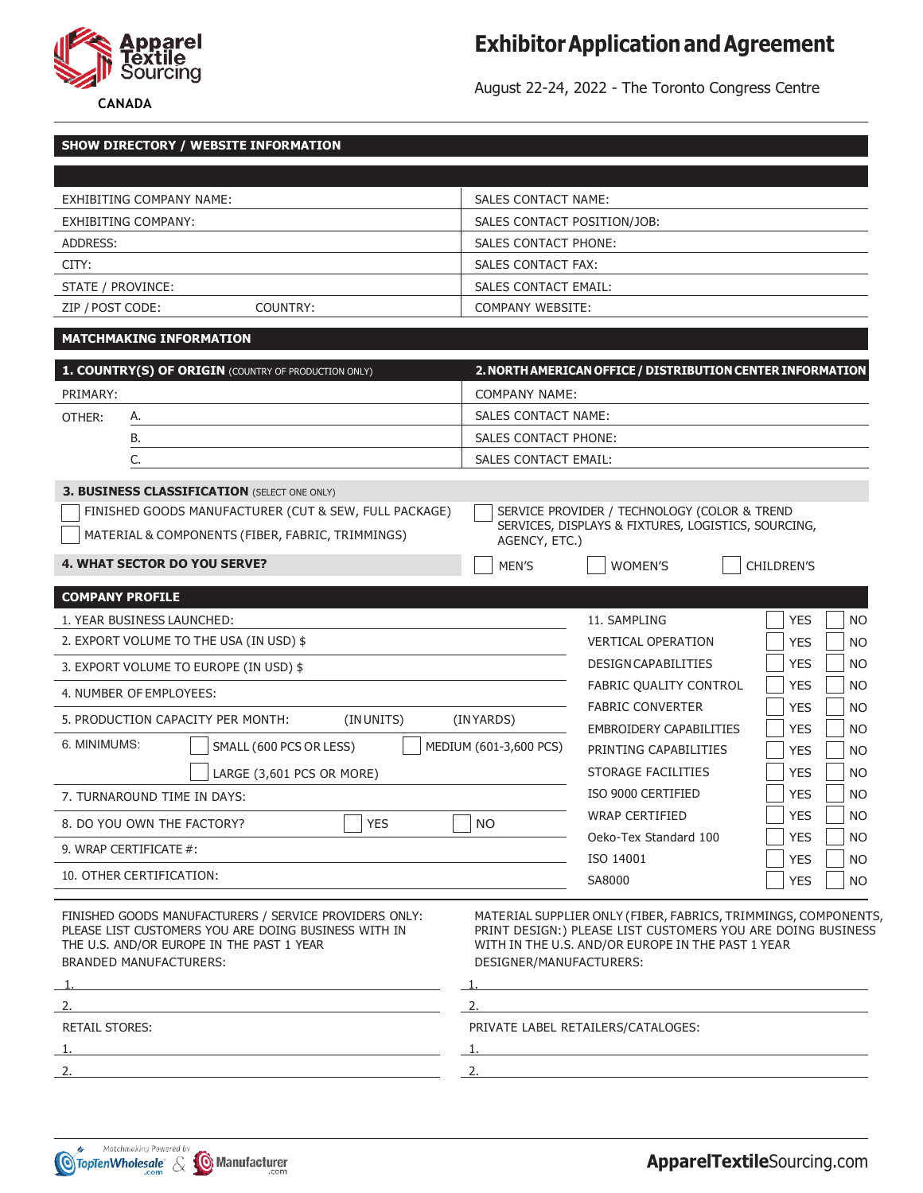# Exhibitor Application and Agreement

August 22-24, 2022 - The Toronto Congress Centre

## SHOW DIRECTORY / WEBSITE INFORMATION

| | |
|---|---|
| EXHIBITING COMPANY NAME: | SALES CONTACT NAME: |
| EXHIBITING COMPANY: | SALES CONTACT POSITION/JOB: |
| ADDRESS: | SALES CONTACT PHONE: |
| CITY: | SALES CONTACT FAX: |
| STATE / PROVINCE: | SALES CONTACT EMAIL: |
| ZIP / POST CODE: COUNTRY: | COMPANY WEBSITE: |

## MATCHMAKING INFORMATION

| **1. COUNTRY(S) OF ORIGIN** (COUNTRY OF PRODUCTION ONLY) | **2. NORTH AMERICAN OFFICE / DISTRIBUTION CENTER INFORMATION** |
|---|---|
| PRIMARY: | COMPANY NAME: |
| OTHER: A. | SALES CONTACT NAME: |
| B. | SALES CONTACT PHONE: |
| C. | SALES CONTACT EMAIL: |

**3. BUSINESS CLASSIFICATION** (SELECT ONE ONLY)

- ☐ FINISHED GOODS MANUFACTURER (CUT & SEW, FULL PACKAGE)
- ☐ MATERIAL & COMPONENTS (FIBER, FABRIC, TRIMMINGS)
- ☐ SERVICE PROVIDER / TECHNOLOGY (COLOR & TREND SERVICES, DISPLAYS & FIXTURES, LOGISTICS, SOURCING, AGENCY, ETC.)

**4. WHAT SECTOR DO YOU SERVE?** ☐ MEN'S ☐ WOMEN'S ☐ CHILDREN'S

## COMPANY PROFILE

1. YEAR BUSINESS LAUNCHED:
2. EXPORT VOLUME TO THE USA (IN USD) $
3. EXPORT VOLUME TO EUROPE (IN USD) $
4. NUMBER OF EMPLOYEES:
5. PRODUCTION CAPACITY PER MONTH: (IN UNITS) (IN YARDS)
6. MINIMUMS: ☐ SMALL (600 PCS OR LESS) ☐ MEDIUM (601-3,600 PCS) ☐ LARGE (3,601 PCS OR MORE)
7. TURNAROUND TIME IN DAYS:
8. DO YOU OWN THE FACTORY? ☐ YES ☐ NO
9. WRAP CERTIFICATE #:
10. OTHER CERTIFICATION:

| 11. | | |
|---|---|---|
| SAMPLING | ☐ YES | ☐ NO |
| VERTICAL OPERATION | ☐ YES | ☐ NO |
| DESIGN CAPABILITIES | ☐ YES | ☐ NO |
| FABRIC QUALITY CONTROL | ☐ YES | ☐ NO |
| FABRIC CONVERTER | ☐ YES | ☐ NO |
| EMBROIDERY CAPABILITIES | ☐ YES | ☐ NO |
| PRINTING CAPABILITIES | ☐ YES | ☐ NO |
| STORAGE FACILITIES | ☐ YES | ☐ NO |
| ISO 9000 CERTIFIED | ☐ YES | ☐ NO |
| WRAP CERTIFIED | ☐ YES | ☐ NO |
| Oeko-Tex Standard 100 | ☐ YES | ☐ NO |
| ISO 14001 | ☐ YES | ☐ NO |
| SA8000 | ☐ YES | ☐ NO |

FINISHED GOODS MANUFACTURERS / SERVICE PROVIDERS ONLY: PLEASE LIST CUSTOMERS YOU ARE DOING BUSINESS WITH IN THE U.S. AND/OR EUROPE IN THE PAST 1 YEAR

BRANDED MANUFACTURERS:

1.
2.

RETAIL STORES:

1.
2.

MATERIAL SUPPLIER ONLY (FIBER, FABRICS, TRIMMINGS, COMPONENTS, PRINT DESIGN:) PLEASE LIST CUSTOMERS YOU ARE DOING BUSINESS WITH IN THE U.S. AND/OR EUROPE IN THE PAST 1 YEAR

DESIGNER/MANUFACTURERS:

1.
2.

PRIVATE LABEL RETAILERS/CATALOGES:

1.
2.

Matchmaking Powered by TopTenWholesale.com & Manufacturer.com

ApparelTextileSourcing.com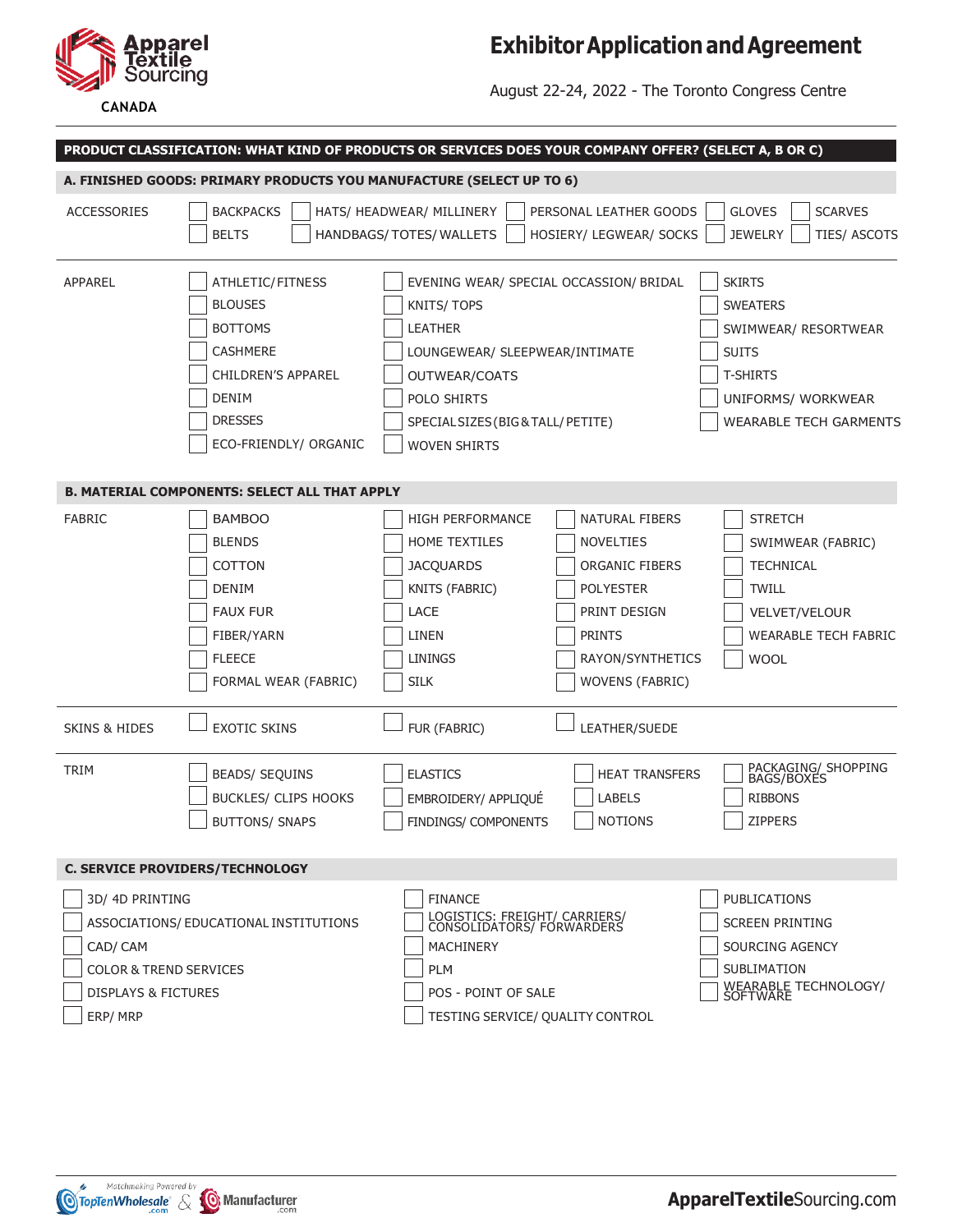Apparel Textile Sourcing CANADA

# Exhibitor Application and Agreement

August 22-24, 2022 - The Toronto Congress Centre

## PRODUCT CLASSIFICATION: WHAT KIND OF PRODUCTS OR SERVICES DOES YOUR COMPANY OFFER? (SELECT A, B OR C)

### A. FINISHED GOODS: PRIMARY PRODUCTS YOU MANUFACTURE (SELECT UP TO 6)

**ACCESSORIES**

- ☐ BACKPACKS
- ☐ BELTS
- ☐ HATS/ HEADWEAR/ MILLINERY
- ☐ HANDBAGS/ TOTES/ WALLETS
- ☐ PERSONAL LEATHER GOODS
- ☐ HOSIERY/ LEGWEAR/ SOCKS
- ☐ GLOVES
- ☐ JEWELRY
- ☐ SCARVES
- ☐ TIES/ ASCOTS

**APPAREL**

- ☐ ATHLETIC/ FITNESS
- ☐ BLOUSES
- ☐ BOTTOMS
- ☐ CASHMERE
- ☐ CHILDREN'S APPAREL
- ☐ DENIM
- ☐ DRESSES
- ☐ ECO-FRIENDLY/ ORGANIC
- ☐ EVENING WEAR/ SPECIAL OCCASSION/ BRIDAL
- ☐ KNITS/ TOPS
- ☐ LEATHER
- ☐ LOUNGEWEAR/ SLEEPWEAR/INTIMATE
- ☐ OUTWEAR/COATS
- ☐ POLO SHIRTS
- ☐ SPECIAL SIZES (BIG & TALL/ PETITE)
- ☐ WOVEN SHIRTS
- ☐ SKIRTS
- ☐ SWEATERS
- ☐ SWIMWEAR/ RESORTWEAR
- ☐ SUITS
- ☐ T-SHIRTS
- ☐ UNIFORMS/ WORKWEAR
- ☐ WEARABLE TECH GARMENTS

### B. MATERIAL COMPONENTS: SELECT ALL THAT APPLY

**FABRIC**

- ☐ BAMBOO
- ☐ BLENDS
- ☐ COTTON
- ☐ DENIM
- ☐ FAUX FUR
- ☐ FIBER/YARN
- ☐ FLEECE
- ☐ FORMAL WEAR (FABRIC)
- ☐ HIGH PERFORMANCE
- ☐ HOME TEXTILES
- ☐ JACQUARDS
- ☐ KNITS (FABRIC)
- ☐ LACE
- ☐ LINEN
- ☐ LININGS
- ☐ SILK
- ☐ NATURAL FIBERS
- ☐ NOVELTIES
- ☐ ORGANIC FIBERS
- ☐ POLYESTER
- ☐ PRINT DESIGN
- ☐ PRINTS
- ☐ RAYON/SYNTHETICS
- ☐ WOVENS (FABRIC)
- ☐ STRETCH
- ☐ SWIMWEAR (FABRIC)
- ☐ TECHNICAL
- ☐ TWILL
- ☐ VELVET/VELOUR
- ☐ WEARABLE TECH FABRIC
- ☐ WOOL

**SKINS & HIDES**

- ☐ EXOTIC SKINS
- ☐ FUR (FABRIC)
- ☐ LEATHER/SUEDE

**TRIM**

- ☐ BEADS/ SEQUINS
- ☐ BUCKLES/ CLIPS HOOKS
- ☐ BUTTONS/ SNAPS
- ☐ ELASTICS
- ☐ EMBROIDERY/ APPLIQUÉ
- ☐ FINDINGS/ COMPONENTS
- ☐ HEAT TRANSFERS
- ☐ LABELS
- ☐ NOTIONS
- ☐ PACKAGING/ SHOPPING BAGS/BOXES
- ☐ RIBBONS
- ☐ ZIPPERS

### C. SERVICE PROVIDERS/TECHNOLOGY

- ☐ 3D/ 4D PRINTING
- ☐ ASSOCIATIONS/ EDUCATIONAL INSTITUTIONS
- ☐ CAD/ CAM
- ☐ COLOR & TREND SERVICES
- ☐ DISPLAYS & FICTURES
- ☐ ERP/ MRP
- ☐ FINANCE
- ☐ LOGISTICS: FREIGHT/ CARRIERS/ CONSOLIDATORS/ FORWARDERS
- ☐ MACHINERY
- ☐ PLM
- ☐ POS - POINT OF SALE
- ☐ TESTING SERVICE/ QUALITY CONTROL
- ☐ PUBLICATIONS
- ☐ SCREEN PRINTING
- ☐ SOURCING AGENCY
- ☐ SUBLIMATION
- ☐ WEARABLE TECHNOLOGY/ SOFTWARE

Matchmaking Powered by TopTenWholesale.com & Manufacturer.com

ApparelTextileSourcing.com